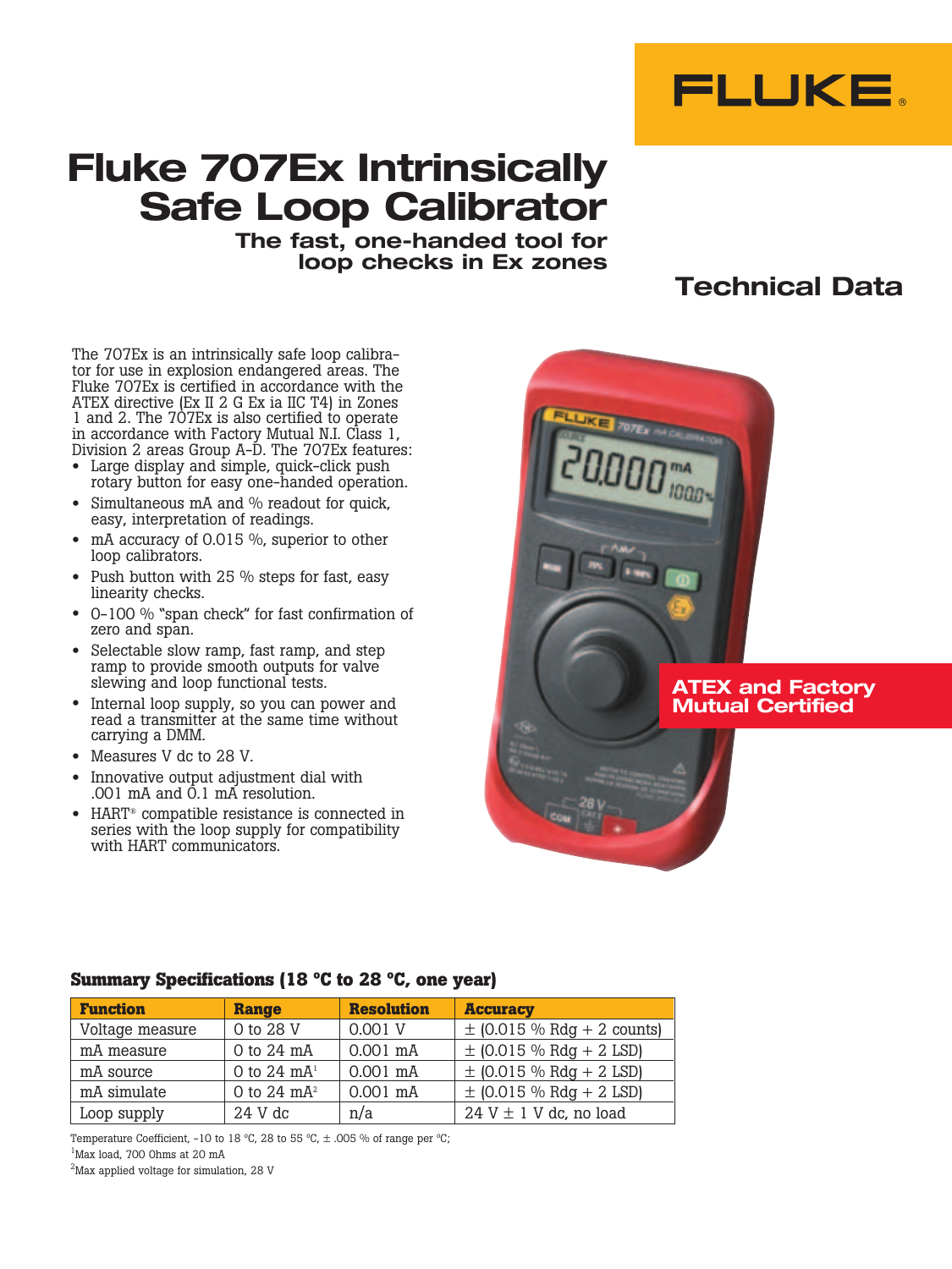FLUKE

# Fluke 707Ex Intrinsically Safe Loop Calibrator

### The fast, one-handed tool for loop checks in Ex zones

## Technical Data

The 707Ex is an intrinsically safe loop calibrator for use in explosion endangered areas. The Fluke 707Ex is certified in accordance with the ATEX directive (Ex II 2 G Ex ia IIC T4) in Zones 1 and 2. The 707Ex is also certified to operate in accordance with Factory Mutual N.I. Class 1, Division 2 areas Group A-D. The 707Ex features:

- Large display and simple, quick-click push rotary button for easy one-handed operation.
- Simultaneous mA and % readout for quick, easy, interpretation of readings.
- mA accuracy of 0.015 %, superior to other loop calibrators.
- Push button with 25 % steps for fast, easy linearity checks.
- 0-100 % "span check" for fast confirmation of zero and span.
- Selectable slow ramp, fast ramp, and step ramp to provide smooth outputs for valve slewing and loop functional tests.
- Internal loop supply, so you can power and read a transmitter at the same time without carrying a DMM.
- Measures V dc to 28 V.
- Innovative output adjustment dial with .001 mA and 0.1 mA resolution.
- HART® compatible resistance is connected in series with the loop supply for compatibility with HART communicators.

**ATEX and Factory Mutual Certified**

### Summary Specifications (18 °C to 28 °C, one year)

| Function | Range | Resolution | Accuracy |
|---|---|---|---|
| Voltage measure | 0 to 28 V | 0.001 V | ± (0.015 % Rdg + 2 counts) |
| mA measure | 0 to 24 mA | 0.001 mA | ± (0.015 % Rdg + 2 LSD) |
| mA source | 0 to 24 mA[1] | 0.001 mA | ± (0.015 % Rdg + 2 LSD) |
| mA simulate | 0 to 24 mA[2] | 0.001 mA | ± (0.015 % Rdg + 2 LSD) |
| Loop supply | 24 V dc | n/a | 24 V ± 1 V dc, no load |

Temperature Coefficient, -10 to 18 °C, 28 to 55 °C, ± .005 % of range per °C;

[1]Max load, 700 Ohms at 20 mA

[2]Max applied voltage for simulation, 28 V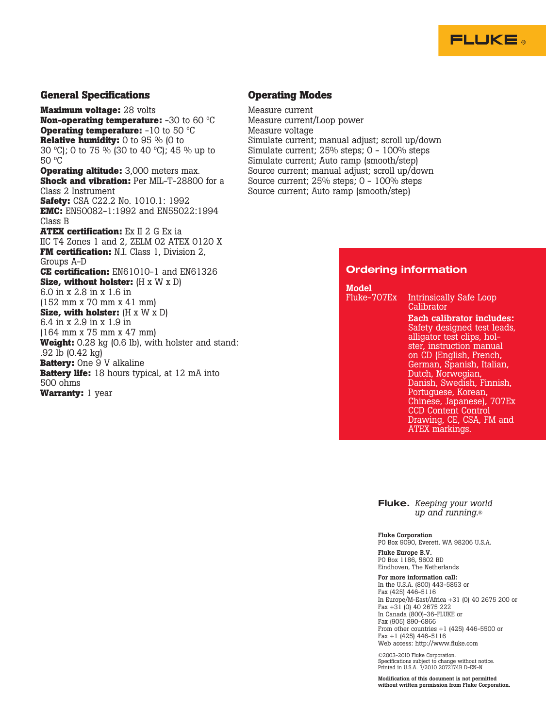## General Specifications

**Maximum voltage:** 28 volts
**Non-operating temperature:** -30 to 60 °C
**Operating temperature:** -10 to 50 °C
**Relative humidity:** 0 to 95 % (0 to 30 °C); 0 to 75 % (30 to 40 °C); 45 % up to 50 °C
**Operating altitude:** 3,000 meters max.
**Shock and vibration:** Per MIL-T-28800 for a Class 2 Instrument
**Safety:** CSA C22.2 No. 1010.1: 1992
**EMC:** EN50082-1:1992 and EN55022:1994 Class B
**ATEX certification:** Ex II 2 G Ex ia IIC T4 Zones 1 and 2, ZELM 02 ATEX 0120 X
**FM certification:** N.I. Class 1, Division 2, Groups A-D
**CE certification:** EN61010-1 and EN61326
**Size, without holster:** (H x W x D) 6.0 in x 2.8 in x 1.6 in (152 mm x 70 mm x 41 mm)
**Size, with holster:** (H x W x D) 6.4 in x 2.9 in x 1.9 in (164 mm x 75 mm x 47 mm)
**Weight:** 0.28 kg (0.6 lb), with holster and stand: .92 lb (0.42 kg)
**Battery:** One 9 V alkaline
**Battery life:** 18 hours typical, at 12 mA into 500 ohms
**Warranty:** 1 year

## Operating Modes

Measure current
Measure current/Loop power
Measure voltage
Simulate current; manual adjust; scroll up/down
Simulate current; 25% steps; 0 - 100% steps
Simulate current; Auto ramp (smooth/step)
Source current; manual adjust; scroll up/down
Source current; 25% steps; 0 - 100% steps
Source current; Auto ramp (smooth/step)

## Ordering information

**Model**

Fluke-707Ex Intrinsically Safe Loop Calibrator

**Each calibrator includes:** Safety designed test leads, alligator test clips, holster, instruction manual on CD (English, French, German, Spanish, Italian, Dutch, Norwegian, Danish, Swedish, Finnish, Portuguese, Korean, Chinese, Japanese), 707Ex CCD Content Control Drawing, CE, CSA, FM and ATEX markings.

**Fluke.** *Keeping your world up and running.®*

**Fluke Corporation**
PO Box 9090, Everett, WA 98206 U.S.A.

**Fluke Europe B.V.**
PO Box 1186, 5602 BD
Eindhoven, The Netherlands

**For more information call:**
In the U.S.A. (800) 443-5853 or
Fax (425) 446-5116
In Europe/M-East/Africa +31 (0) 40 2675 200 or
Fax +31 (0) 40 2675 222
In Canada (800)-36-FLUKE or
Fax (905) 890-6866
From other countries +1 (425) 446-5500 or
Fax +1 (425) 446-5116
Web access: http://www.fluke.com

©2003-2010 Fluke Corporation.
Specifications subject to change without notice.
Printed in U.S.A. 7/2010 2072174B D-EN-N

**Modification of this document is not permitted without written permission from Fluke Corporation.**